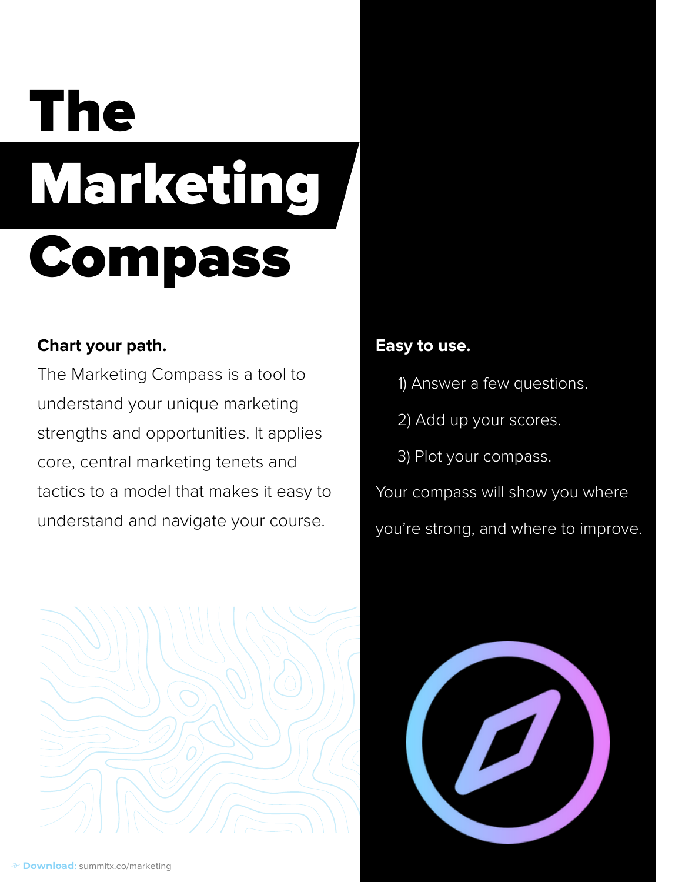# The Marketing Compass

**Chart your path.**

The Marketing Compass is a tool to understand your unique marketing strengths and opportunities. It applies core, central marketing tenets and tactics to a model that makes it easy to understand and navigate your course.

**Easy to use.**

1) Answer a few questions.
2) Add up your scores.
3) Plot your compass.

Your compass will show you where you're strong, and where to improve.

👉 **Download:** summitx.co/marketing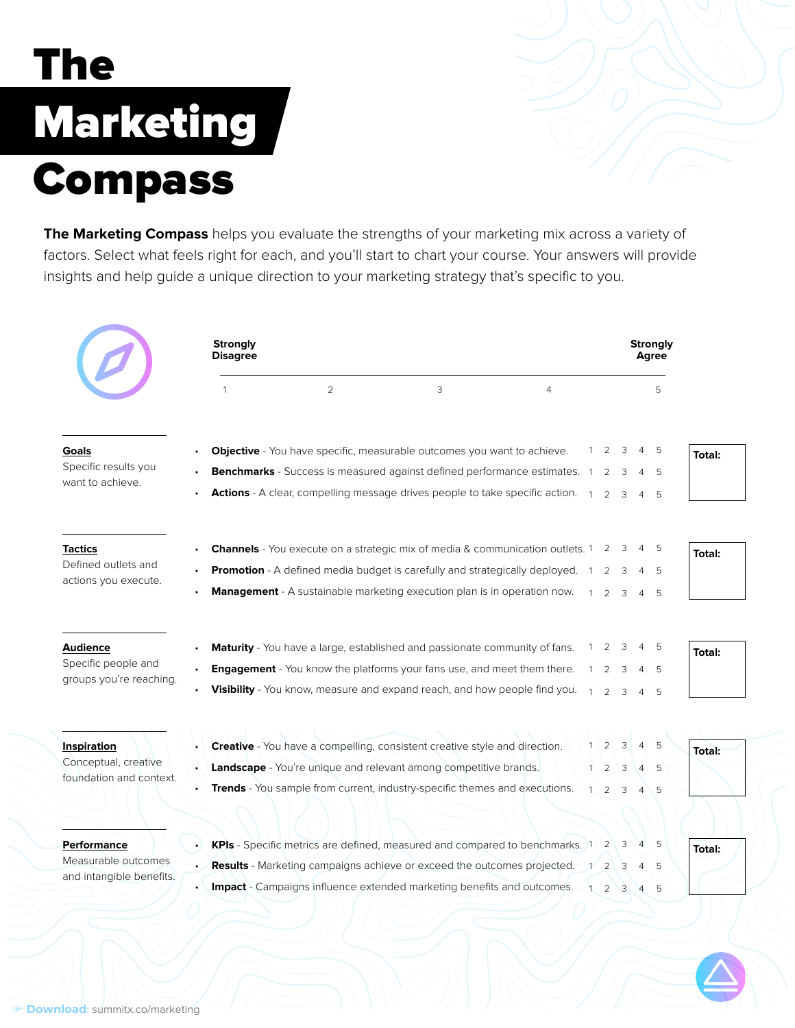# The Marketing Compass

**The Marketing Compass** helps you evaluate the strengths of your marketing mix across a variety of factors. Select what feels right for each, and you'll start to chart your course. Your answers will provide insights and help guide a unique direction to your marketing strategy that's specific to you.

| Strongly Disagree | | | | Strongly Agree |
|---|---|---|---|---|
| 1 | 2 | 3 | 4 | 5 |

**Goals**
Specific results you want to achieve.

- **Objective** - You have specific, measurable outcomes you want to achieve. 1 2 3 4 5
- **Benchmarks** - Success is measured against defined performance estimates. 1 2 3 4 5
- **Actions** - A clear, compelling message drives people to take specific action. 1 2 3 4 5

**Total:**

**Tactics**
Defined outlets and actions you execute.

- **Channels** - You execute on a strategic mix of media & communication outlets. 1 2 3 4 5
- **Promotion** - A defined media budget is carefully and strategically deployed. 1 2 3 4 5
- **Management** - A sustainable marketing execution plan is in operation now. 1 2 3 4 5

**Total:**

**Audience**
Specific people and groups you're reaching.

- **Maturity** - You have a large, established and passionate community of fans. 1 2 3 4 5
- **Engagement** - You know the platforms your fans use, and meet them there. 1 2 3 4 5
- **Visibility** - You know, measure and expand reach, and how people find you. 1 2 3 4 5

**Total:**

**Inspiration**
Conceptual, creative foundation and context.

- **Creative** - You have a compelling, consistent creative style and direction. 1 2 3 4 5
- **Landscape** - You're unique and relevant among competitive brands. 1 2 3 4 5
- **Trends** - You sample from current, industry-specific themes and executions. 1 2 3 4 5

**Total:**

**Performance**
Measurable outcomes and intangible benefits.

- **KPIs** - Specific metrics are defined, measured and compared to benchmarks. 1 2 3 4 5
- **Results** - Marketing campaigns achieve or exceed the outcomes projected. 1 2 3 4 5
- **Impact** - Campaigns influence extended marketing benefits and outcomes. 1 2 3 4 5

**Total:**

**Download:** summitx.co/marketing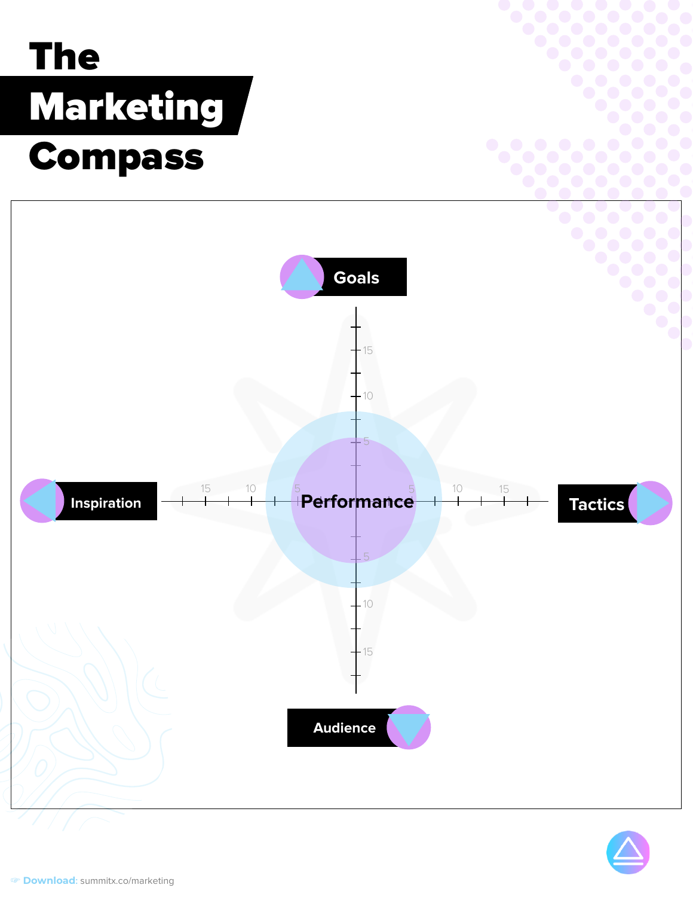# The Marketing Compass

Goals

Inspiration

Performance

Tactics

Audience

15 10 5 5 10 15

Download: summitx.co/marketing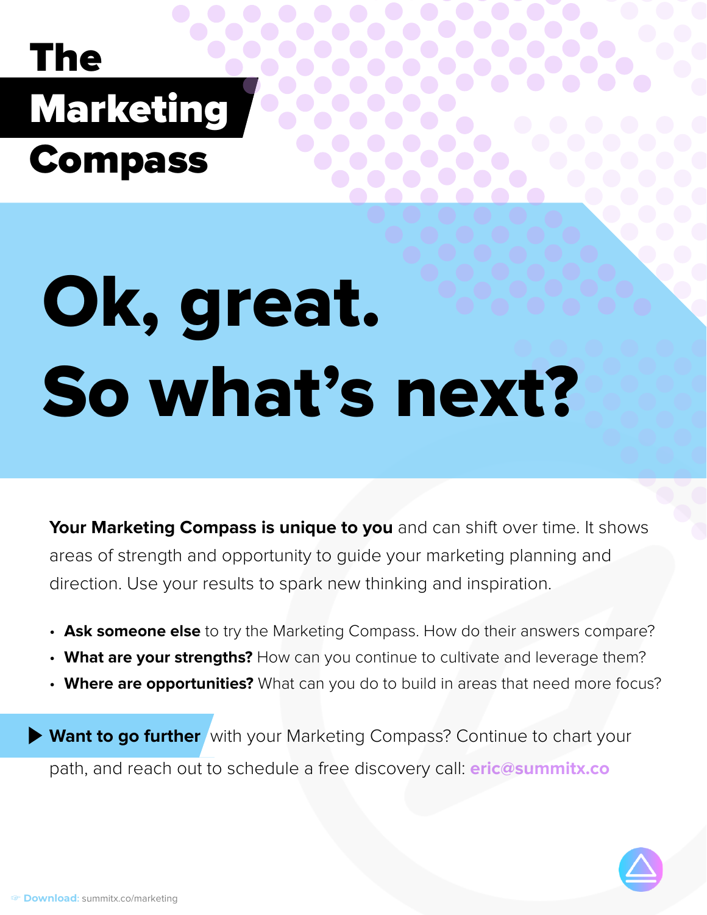# The Marketing Compass

# Ok, great. So what's next?

**Your Marketing Compass is unique to you** and can shift over time. It shows areas of strength and opportunity to guide your marketing planning and direction. Use your results to spark new thinking and inspiration.

- **Ask someone else** to try the Marketing Compass. How do their answers compare?
- **What are your strengths?** How can you continue to cultivate and leverage them?
- **Where are opportunities?** What can you do to build in areas that need more focus?

▶ **Want to go further** with your Marketing Compass? Continue to chart your path, and reach out to schedule a free discovery call: **eric@summitx.co**

**Download:** summitx.co/marketing